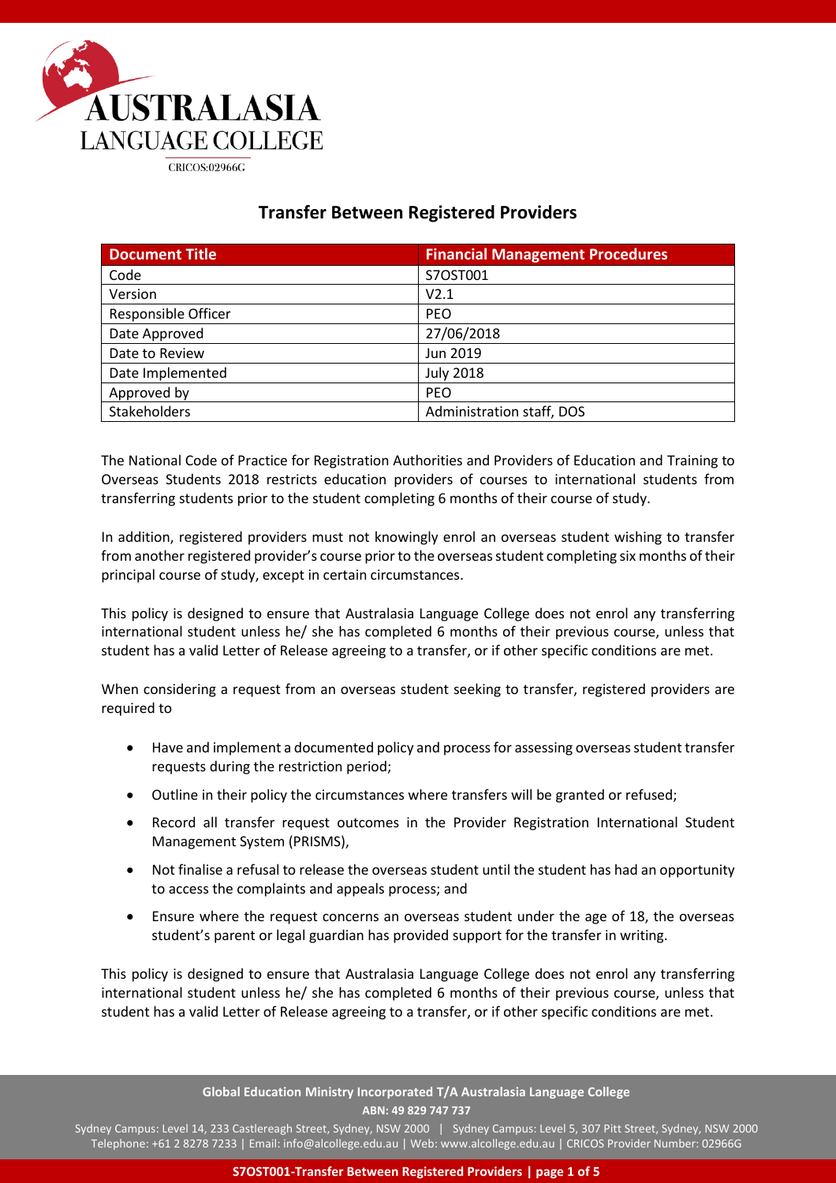AUSTRALASIA LANGUAGE COLLEGE

CRICOS:02966G

# Transfer Between Registered Providers

| Document Title | Financial Management Procedures |
|---|---|
| Code | S7OST001 |
| Version | V2.1 |
| Responsible Officer | PEO |
| Date Approved | 27/06/2018 |
| Date to Review | Jun 2019 |
| Date Implemented | July 2018 |
| Approved by | PEO |
| Stakeholders | Administration staff, DOS |

The National Code of Practice for Registration Authorities and Providers of Education and Training to Overseas Students 2018 restricts education providers of courses to international students from transferring students prior to the student completing 6 months of their course of study.

In addition, registered providers must not knowingly enrol an overseas student wishing to transfer from another registered provider's course prior to the overseas student completing six months of their principal course of study, except in certain circumstances.

This policy is designed to ensure that Australasia Language College does not enrol any transferring international student unless he/ she has completed 6 months of their previous course, unless that student has a valid Letter of Release agreeing to a transfer, or if other specific conditions are met.

When considering a request from an overseas student seeking to transfer, registered providers are required to

- Have and implement a documented policy and process for assessing overseas student transfer requests during the restriction period;
- Outline in their policy the circumstances where transfers will be granted or refused;
- Record all transfer request outcomes in the Provider Registration International Student Management System (PRISMS),
- Not finalise a refusal to release the overseas student until the student has had an opportunity to access the complaints and appeals process; and
- Ensure where the request concerns an overseas student under the age of 18, the overseas student's parent or legal guardian has provided support for the transfer in writing.

This policy is designed to ensure that Australasia Language College does not enrol any transferring international student unless he/ she has completed 6 months of their previous course, unless that student has a valid Letter of Release agreeing to a transfer, or if other specific conditions are met.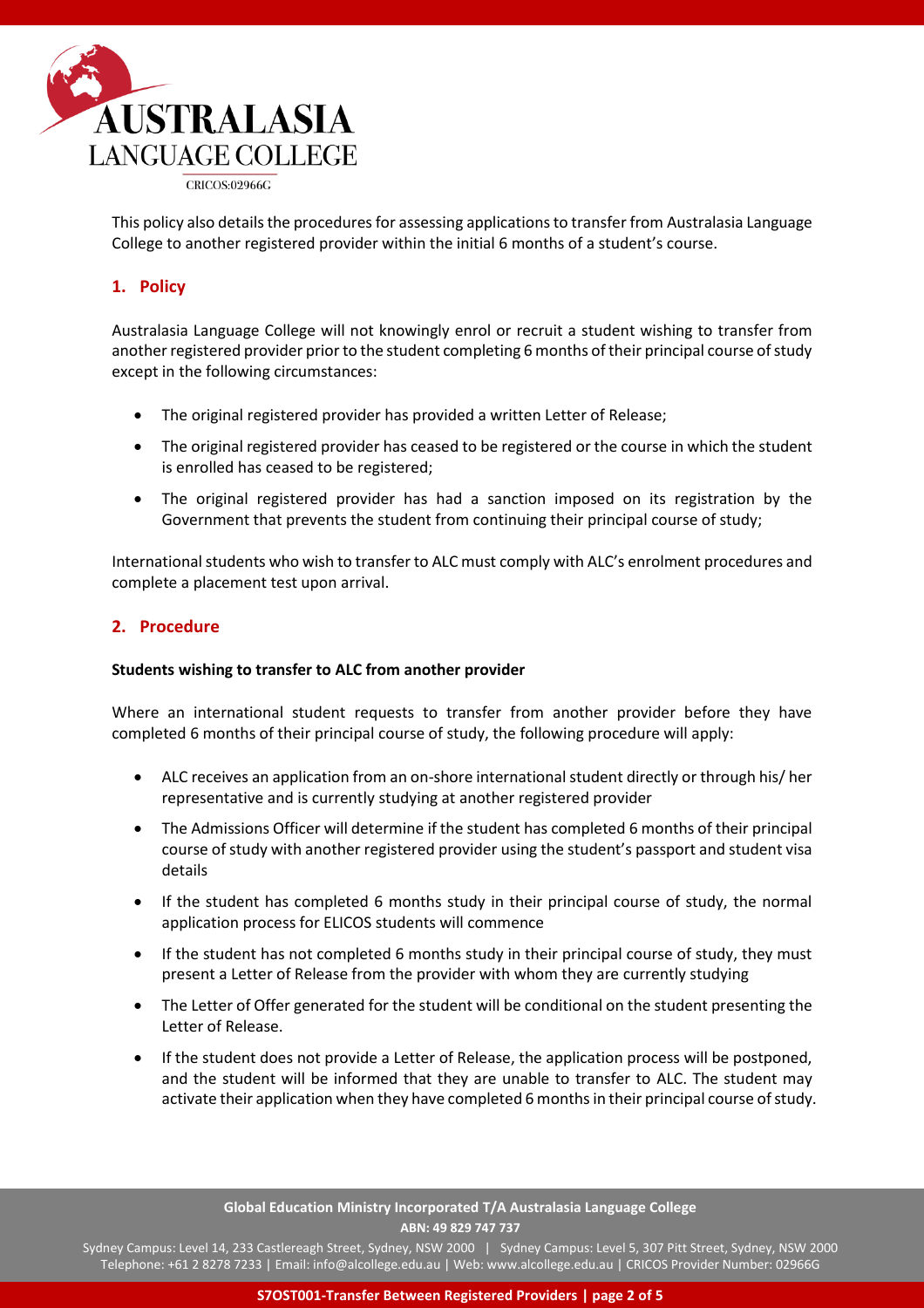This policy also details the procedures for assessing applications to transfer from Australasia Language College to another registered provider within the initial 6 months of a student's course.

## 1. Policy

Australasia Language College will not knowingly enrol or recruit a student wishing to transfer from another registered provider prior to the student completing 6 months of their principal course of study except in the following circumstances:

- The original registered provider has provided a written Letter of Release;
- The original registered provider has ceased to be registered or the course in which the student is enrolled has ceased to be registered;
- The original registered provider has had a sanction imposed on its registration by the Government that prevents the student from continuing their principal course of study;

International students who wish to transfer to ALC must comply with ALC's enrolment procedures and complete a placement test upon arrival.

## 2. Procedure

**Students wishing to transfer to ALC from another provider**

Where an international student requests to transfer from another provider before they have completed 6 months of their principal course of study, the following procedure will apply:

- ALC receives an application from an on-shore international student directly or through his/ her representative and is currently studying at another registered provider
- The Admissions Officer will determine if the student has completed 6 months of their principal course of study with another registered provider using the student's passport and student visa details
- If the student has completed 6 months study in their principal course of study, the normal application process for ELICOS students will commence
- If the student has not completed 6 months study in their principal course of study, they must present a Letter of Release from the provider with whom they are currently studying
- The Letter of Offer generated for the student will be conditional on the student presenting the Letter of Release.
- If the student does not provide a Letter of Release, the application process will be postponed, and the student will be informed that they are unable to transfer to ALC. The student may activate their application when they have completed 6 months in their principal course of study.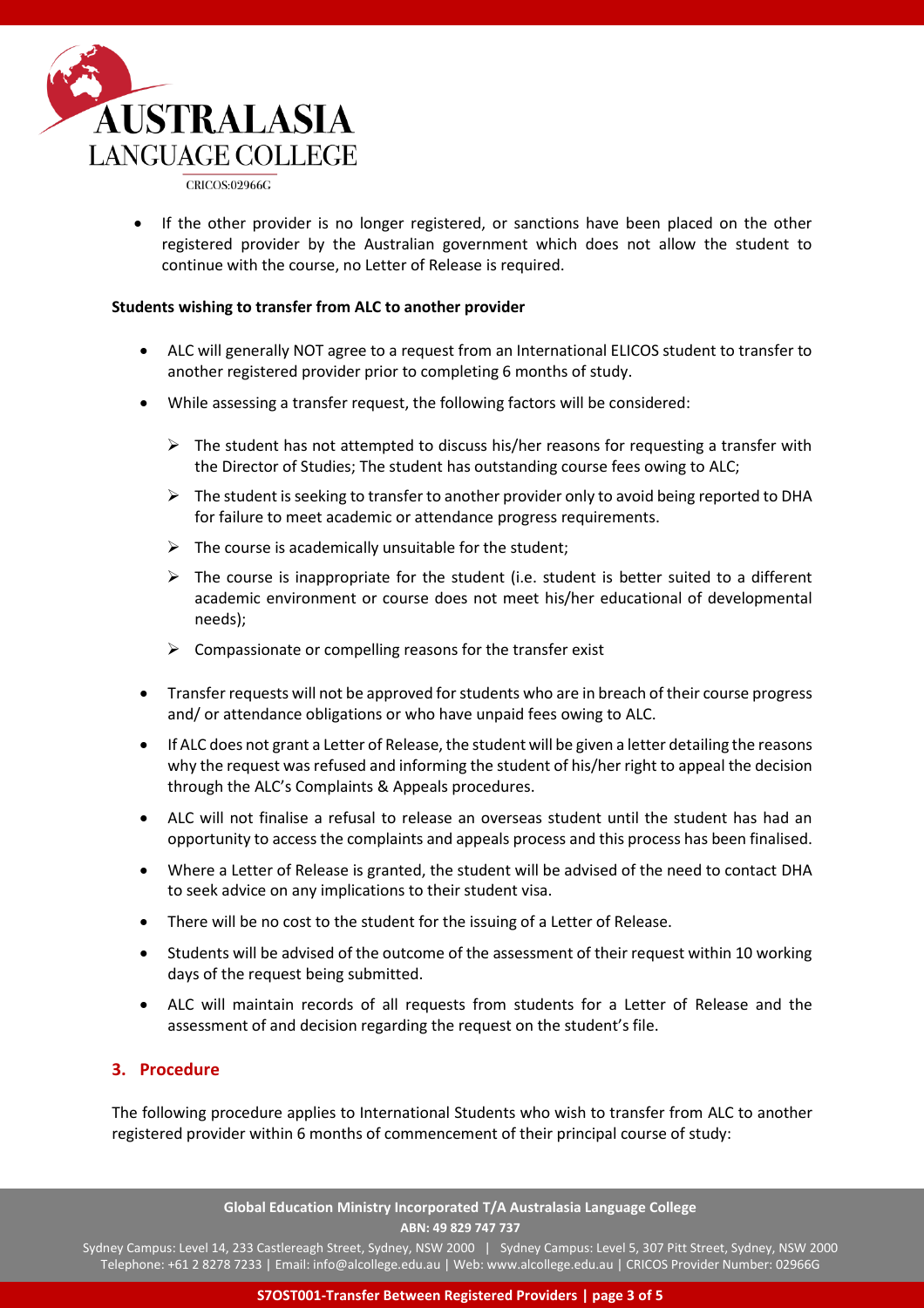- If the other provider is no longer registered, or sanctions have been placed on the other registered provider by the Australian government which does not allow the student to continue with the course, no Letter of Release is required.

**Students wishing to transfer from ALC to another provider**

- ALC will generally NOT agree to a request from an International ELICOS student to transfer to another registered provider prior to completing 6 months of study.
- While assessing a transfer request, the following factors will be considered:
  - The student has not attempted to discuss his/her reasons for requesting a transfer with the Director of Studies; The student has outstanding course fees owing to ALC;
  - The student is seeking to transfer to another provider only to avoid being reported to DHA for failure to meet academic or attendance progress requirements.
  - The course is academically unsuitable for the student;
  - The course is inappropriate for the student (i.e. student is better suited to a different academic environment or course does not meet his/her educational of developmental needs);
  - Compassionate or compelling reasons for the transfer exist
- Transfer requests will not be approved for students who are in breach of their course progress and/ or attendance obligations or who have unpaid fees owing to ALC.
- If ALC does not grant a Letter of Release, the student will be given a letter detailing the reasons why the request was refused and informing the student of his/her right to appeal the decision through the ALC's Complaints & Appeals procedures.
- ALC will not finalise a refusal to release an overseas student until the student has had an opportunity to access the complaints and appeals process and this process has been finalised.
- Where a Letter of Release is granted, the student will be advised of the need to contact DHA to seek advice on any implications to their student visa.
- There will be no cost to the student for the issuing of a Letter of Release.
- Students will be advised of the outcome of the assessment of their request within 10 working days of the request being submitted.
- ALC will maintain records of all requests from students for a Letter of Release and the assessment of and decision regarding the request on the student's file.

## 3. Procedure

The following procedure applies to International Students who wish to transfer from ALC to another registered provider within 6 months of commencement of their principal course of study: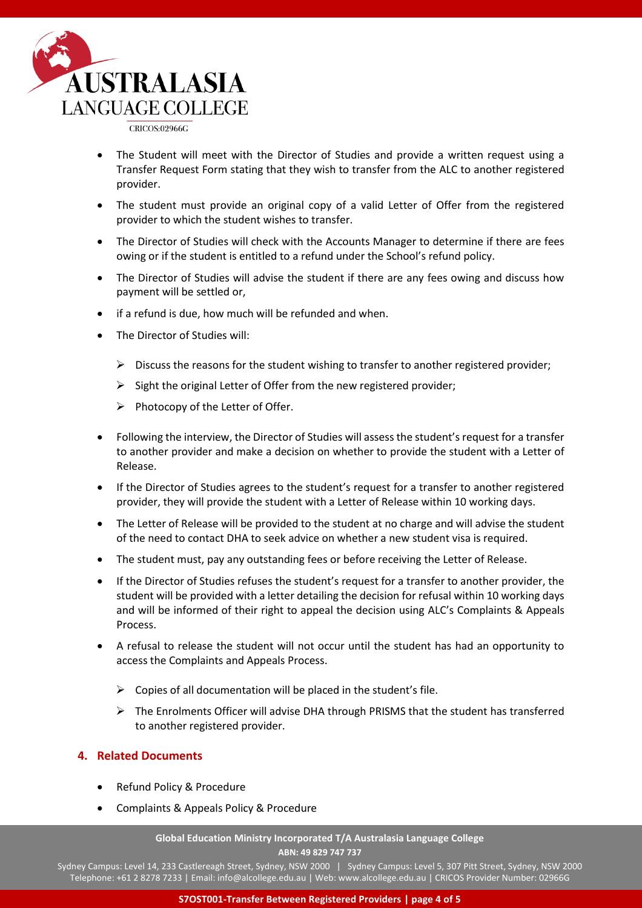- The Student will meet with the Director of Studies and provide a written request using a Transfer Request Form stating that they wish to transfer from the ALC to another registered provider.
- The student must provide an original copy of a valid Letter of Offer from the registered provider to which the student wishes to transfer.
- The Director of Studies will check with the Accounts Manager to determine if there are fees owing or if the student is entitled to a refund under the School's refund policy.
- The Director of Studies will advise the student if there are any fees owing and discuss how payment will be settled or,
- if a refund is due, how much will be refunded and when.
- The Director of Studies will:
  - Discuss the reasons for the student wishing to transfer to another registered provider;
  - Sight the original Letter of Offer from the new registered provider;
  - Photocopy of the Letter of Offer.
- Following the interview, the Director of Studies will assess the student's request for a transfer to another provider and make a decision on whether to provide the student with a Letter of Release.
- If the Director of Studies agrees to the student's request for a transfer to another registered provider, they will provide the student with a Letter of Release within 10 working days.
- The Letter of Release will be provided to the student at no charge and will advise the student of the need to contact DHA to seek advice on whether a new student visa is required.
- The student must, pay any outstanding fees or before receiving the Letter of Release.
- If the Director of Studies refuses the student's request for a transfer to another provider, the student will be provided with a letter detailing the decision for refusal within 10 working days and will be informed of their right to appeal the decision using ALC's Complaints & Appeals Process.
- A refusal to release the student will not occur until the student has had an opportunity to access the Complaints and Appeals Process.
  - Copies of all documentation will be placed in the student's file.
  - The Enrolments Officer will advise DHA through PRISMS that the student has transferred to another registered provider.

## 4. Related Documents

- Refund Policy & Procedure
- Complaints & Appeals Policy & Procedure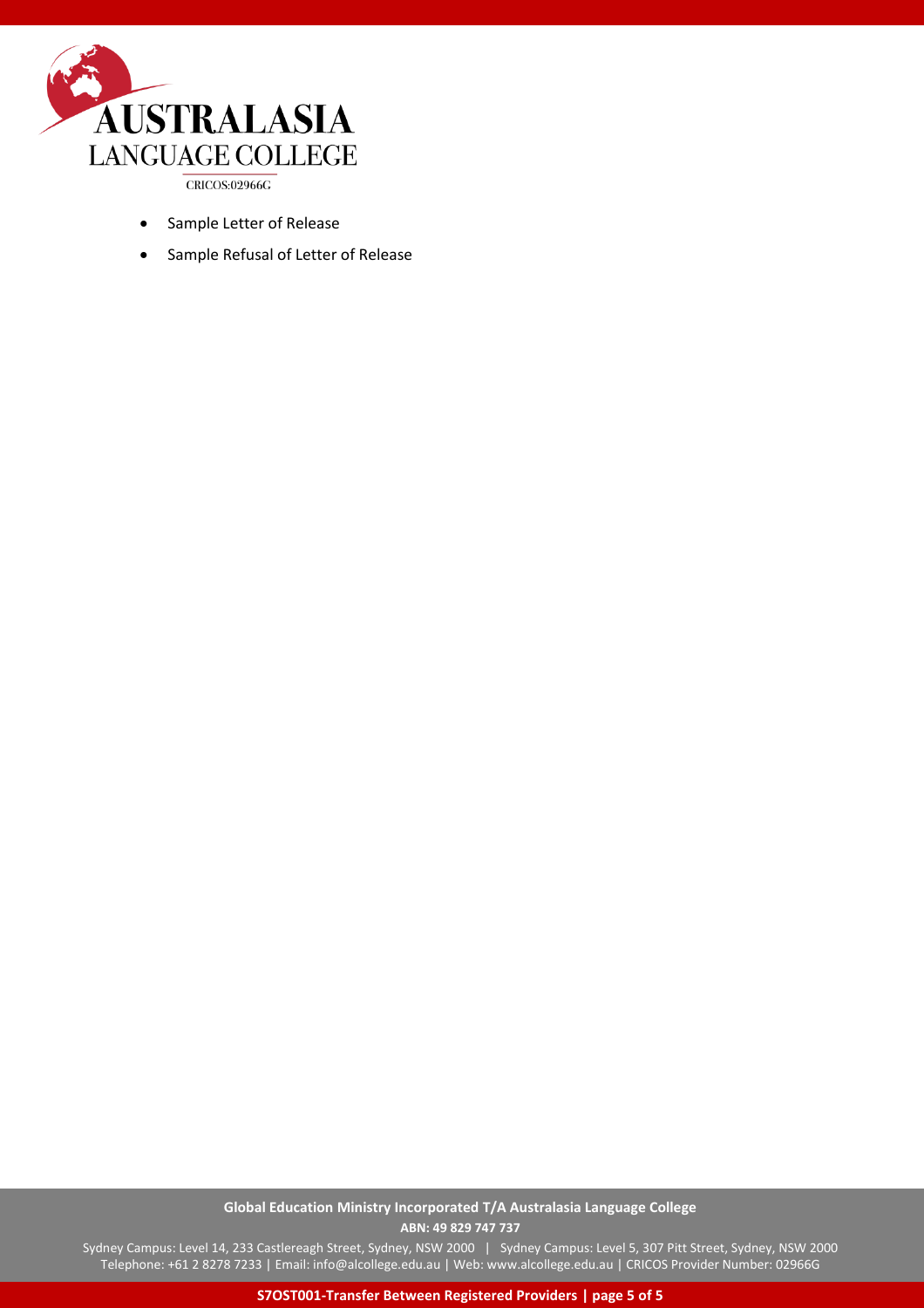- Sample Letter of Release
- Sample Refusal of Letter of Release